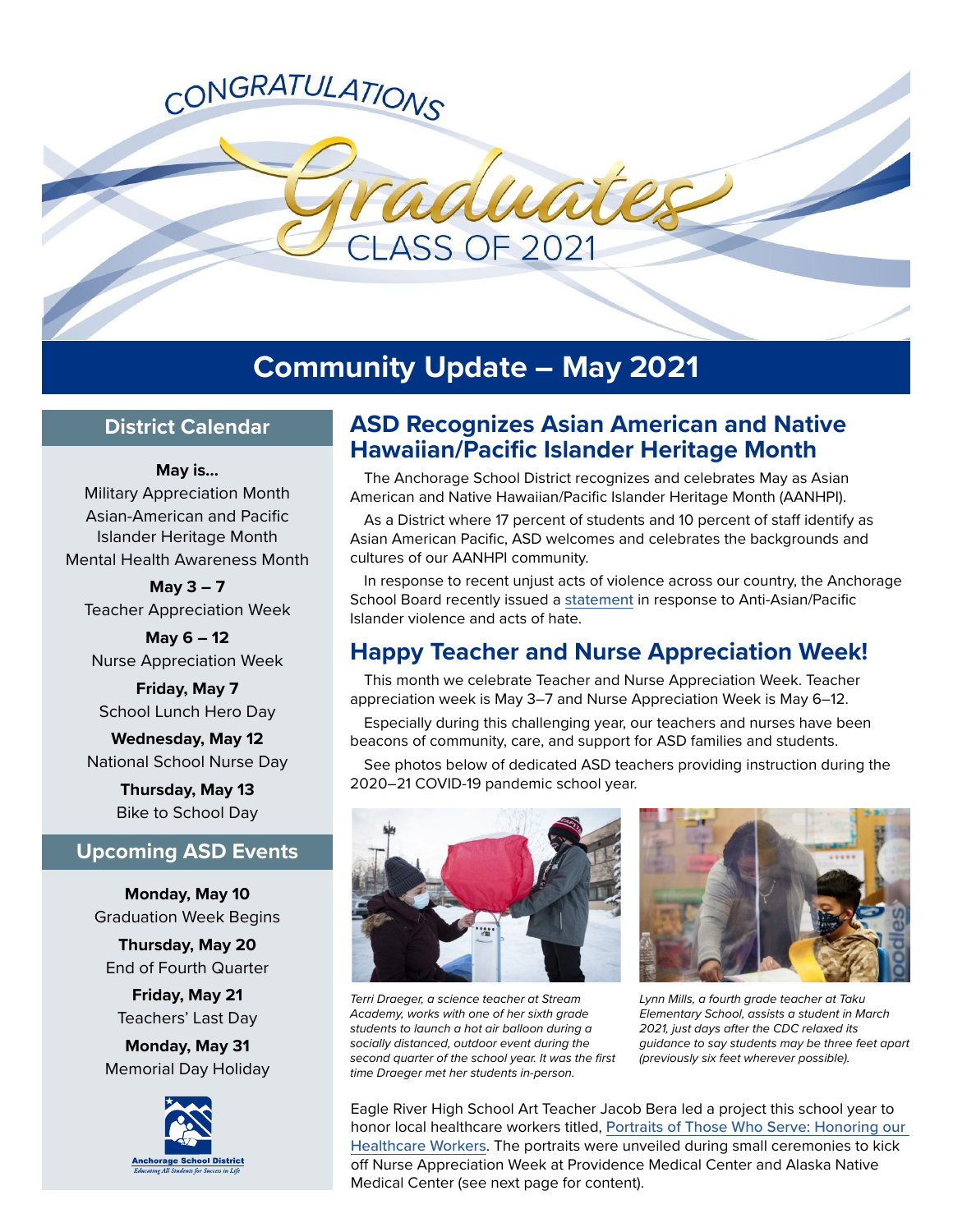CONGRATULATIONS

Graduates

CLASS OF 2021

# Community Update – May 2021

## District Calendar

**May is...**
Military Appreciation Month
Asian-American and Pacific Islander Heritage Month
Mental Health Awareness Month

**May 3 – 7**
Teacher Appreciation Week

**May 6 – 12**
Nurse Appreciation Week

**Friday, May 7**
School Lunch Hero Day

**Wednesday, May 12**
National School Nurse Day

**Thursday, May 13**
Bike to School Day

## Upcoming ASD Events

**Monday, May 10**
Graduation Week Begins

**Thursday, May 20**
End of Fourth Quarter

**Friday, May 21**
Teachers' Last Day

**Monday, May 31**
Memorial Day Holiday

Anchorage School District
*Educating All Students for Success in Life*

## ASD Recognizes Asian American and Native Hawaiian/Pacific Islander Heritage Month

The Anchorage School District recognizes and celebrates May as Asian American and Native Hawaiian/Pacific Islander Heritage Month (AANHPI).

As a District where 17 percent of students and 10 percent of staff identify as Asian American Pacific, ASD welcomes and celebrates the backgrounds and cultures of our AANHPI community.

In response to recent unjust acts of violence across our country, the Anchorage School Board recently issued a statement in response to Anti-Asian/Pacific Islander violence and acts of hate.

## Happy Teacher and Nurse Appreciation Week!

This month we celebrate Teacher and Nurse Appreciation Week. Teacher appreciation week is May 3–7 and Nurse Appreciation Week is May 6–12.

Especially during this challenging year, our teachers and nurses have been beacons of community, care, and support for ASD families and students.

See photos below of dedicated ASD teachers providing instruction during the 2020–21 COVID-19 pandemic school year.

*Terri Draeger, a science teacher at Stream Academy, works with one of her sixth grade students to launch a hot air balloon during a socially distanced, outdoor event during the second quarter of the school year. It was the first time Draeger met her students in-person.*

*Lynn Mills, a fourth grade teacher at Taku Elementary School, assists a student in March 2021, just days after the CDC relaxed its guidance to say students may be three feet apart (previously six feet wherever possible).*

Eagle River High School Art Teacher Jacob Bera led a project this school year to honor local healthcare workers titled, Portraits of Those Who Serve: Honoring our Healthcare Workers. The portraits were unveiled during small ceremonies to kick off Nurse Appreciation Week at Providence Medical Center and Alaska Native Medical Center (see next page for content).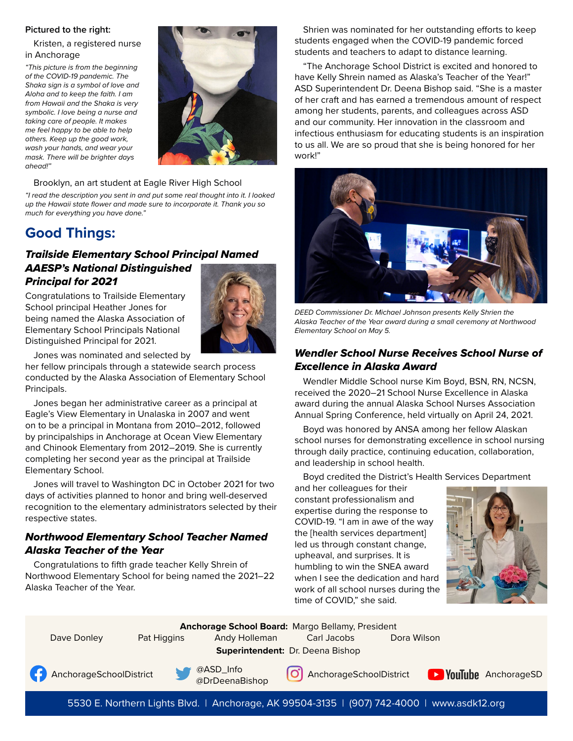**Pictured to the right:**

Kristen, a registered nurse in Anchorage

*"This picture is from the beginning of the COVID-19 pandemic. The Shaka sign is a symbol of love and Aloha and to keep the faith. I am from Hawaii and the Shaka is very symbolic. I love being a nurse and taking care of people. It makes me feel happy to be able to help others. Keep up the good work, wash your hands, and wear your mask. There will be brighter days ahead!"*

Brooklyn, an art student at Eagle River High School

*"I read the description you sent in and put some real thought into it. I looked up the Hawaii state flower and made sure to incorporate it. Thank you so much for everything you have done."*

## Good Things:

### *Trailside Elementary School Principal Named AAESP's National Distinguished Principal for 2021*

Congratulations to Trailside Elementary School principal Heather Jones for being named the Alaska Association of Elementary School Principals National Distinguished Principal for 2021.

Jones was nominated and selected by her fellow principals through a statewide search process conducted by the Alaska Association of Elementary School Principals.

Jones began her administrative career as a principal at Eagle's View Elementary in Unalaska in 2007 and went on to be a principal in Montana from 2010–2012, followed by principalships in Anchorage at Ocean View Elementary and Chinook Elementary from 2012–2019. She is currently completing her second year as the principal at Trailside Elementary School.

Jones will travel to Washington DC in October 2021 for two days of activities planned to honor and bring well-deserved recognition to the elementary administrators selected by their respective states.

### *Northwood Elementary School Teacher Named Alaska Teacher of the Year*

Congratulations to fifth grade teacher Kelly Shrein of Northwood Elementary School for being named the 2021–22 Alaska Teacher of the Year.

Shrien was nominated for her outstanding efforts to keep students engaged when the COVID-19 pandemic forced students and teachers to adapt to distance learning.

"The Anchorage School District is excited and honored to have Kelly Shrein named as Alaska's Teacher of the Year!" ASD Superintendent Dr. Deena Bishop said. "She is a master of her craft and has earned a tremendous amount of respect among her students, parents, and colleagues across ASD and our community. Her innovation in the classroom and infectious enthusiasm for educating students is an inspiration to us all. We are so proud that she is being honored for her work!"

*DEED Commissioner Dr. Michael Johnson presents Kelly Shrien the Alaska Teacher of the Year award during a small ceremony at Northwood Elementary School on May 5.*

### *Wendler School Nurse Receives School Nurse of Excellence in Alaska Award*

Wendler Middle School nurse Kim Boyd, BSN, RN, NCSN, received the 2020–21 School Nurse Excellence in Alaska award during the annual Alaska School Nurses Association Annual Spring Conference, held virtually on April 24, 2021.

Boyd was honored by ANSA among her fellow Alaskan school nurses for demonstrating excellence in school nursing through daily practice, continuing education, collaboration, and leadership in school health.

Boyd credited the District's Health Services Department and her colleagues for their constant professionalism and expertise during the response to COVID-19. "I am in awe of the way the [health services department] led us through constant change, upheaval, and surprises. It is humbling to win the SNEA award when I see the dedication and hard work of all school nurses during the time of COVID," she said.

**Anchorage School Board:** Margo Bellamy, President

Dave Donley | Pat Higgins | Andy Holleman | Carl Jacobs | Dora Wilson

**Superintendent:** Dr. Deena Bishop

AnchorageSchoolDistrict | @ASD_Info @DrDeenaBishop | AnchorageSchoolDistrict | YouTube AnchorageSD

5530 E. Northern Lights Blvd. | Anchorage, AK 99504-3135 | (907) 742-4000 | www.asdk12.org